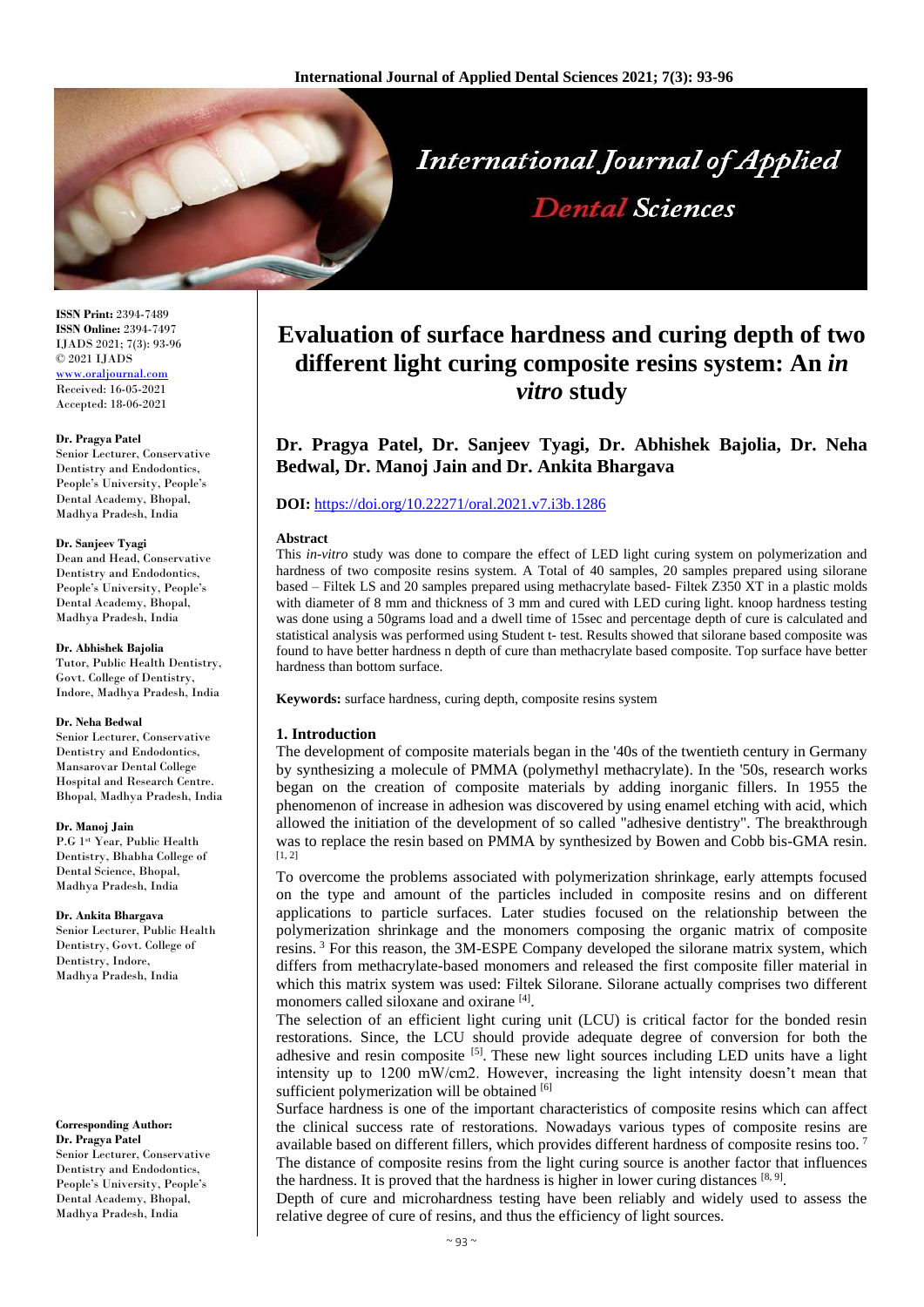**ISSN Print:** 2394-7489
**ISSN Online:** 2394-7497
IJADS 2021; 7(3): 93-96
© 2021 IJADS
www.oraljournal.com
Received: 16-05-2021
Accepted: 18-06-2021

**Dr. Pragya Patel**
Senior Lecturer, Conservative Dentistry and Endodontics, People's University, People's Dental Academy, Bhopal, Madhya Pradesh, India

**Dr. Sanjeev Tyagi**
Dean and Head, Conservative Dentistry and Endodontics, People's University, People's Dental Academy, Bhopal, Madhya Pradesh, India

**Dr. Abhishek Bajolia**
Tutor, Public Health Dentistry, Govt. College of Dentistry, Indore, Madhya Pradesh, India

**Dr. Neha Bedwal**
Senior Lecturer, Conservative Dentistry and Endodontics, Mansarovar Dental College Hospital and Research Centre. Bhopal, Madhya Pradesh, India

**Dr. Manoj Jain**
P.G 1st Year, Public Health Dentistry, Bhabha College of Dental Science, Bhopal, Madhya Pradesh, India

**Dr. Ankita Bhargava**
Senior Lecturer, Public Health Dentistry, Govt. College of Dentistry, Indore, Madhya Pradesh, India

**Corresponding Author:**
**Dr. Pragya Patel**
Senior Lecturer, Conservative Dentistry and Endodontics, People's University, People's Dental Academy, Bhopal, Madhya Pradesh, India

# Evaluation of surface hardness and curing depth of two different light curing composite resins system: An *in vitro* study

## Dr. Pragya Patel, Dr. Sanjeev Tyagi, Dr. Abhishek Bajolia, Dr. Neha Bedwal, Dr. Manoj Jain and Dr. Ankita Bhargava

**DOI:** https://doi.org/10.22271/oral.2021.v7.i3b.1286

**Abstract**

This *in-vitro* study was done to compare the effect of LED light curing system on polymerization and hardness of two composite resins system. A Total of 40 samples, 20 samples prepared using silorane based – Filtek LS and 20 samples prepared using methacrylate based- Filtek Z350 XT in a plastic molds with diameter of 8 mm and thickness of 3 mm and cured with LED curing light. knoop hardness testing was done using a 50grams load and a dwell time of 15sec and percentage depth of cure is calculated and statistical analysis was performed using Student t- test. Results showed that silorane based composite was found to have better hardness n depth of cure than methacrylate based composite. Top surface have better hardness than bottom surface.

**Keywords:** surface hardness, curing depth, composite resins system

### 1. Introduction

The development of composite materials began in the '40s of the twentieth century in Germany by synthesizing a molecule of PMMA (polymethyl methacrylate). In the '50s, research works began on the creation of composite materials by adding inorganic fillers. In 1955 the phenomenon of increase in adhesion was discovered by using enamel etching with acid, which allowed the initiation of the development of so called "adhesive dentistry". The breakthrough was to replace the resin based on PMMA by synthesized by Bowen and Cobb bis-GMA resin. [1, 2]

To overcome the problems associated with polymerization shrinkage, early attempts focused on the type and amount of the particles included in composite resins and on different applications to particle surfaces. Later studies focused on the relationship between the polymerization shrinkage and the monomers composing the organic matrix of composite resins. [3] For this reason, the 3M-ESPE Company developed the silorane matrix system, which differs from methacrylate-based monomers and released the first composite filler material in which this matrix system was used: Filtek Silorane. Silorane actually comprises two different monomers called siloxane and oxirane [4].

The selection of an efficient light curing unit (LCU) is critical factor for the bonded resin restorations. Since, the LCU should provide adequate degree of conversion for both the adhesive and resin composite [5]. These new light sources including LED units have a light intensity up to 1200 mW/cm2. However, increasing the light intensity doesn't mean that sufficient polymerization will be obtained [6]

Surface hardness is one of the important characteristics of composite resins which can affect the clinical success rate of restorations. Nowadays various types of composite resins are available based on different fillers, which provides different hardness of composite resins too. [7] The distance of composite resins from the light curing source is another factor that influences the hardness. It is proved that the hardness is higher in lower curing distances [8, 9].

Depth of cure and microhardness testing have been reliably and widely used to assess the relative degree of cure of resins, and thus the efficiency of light sources.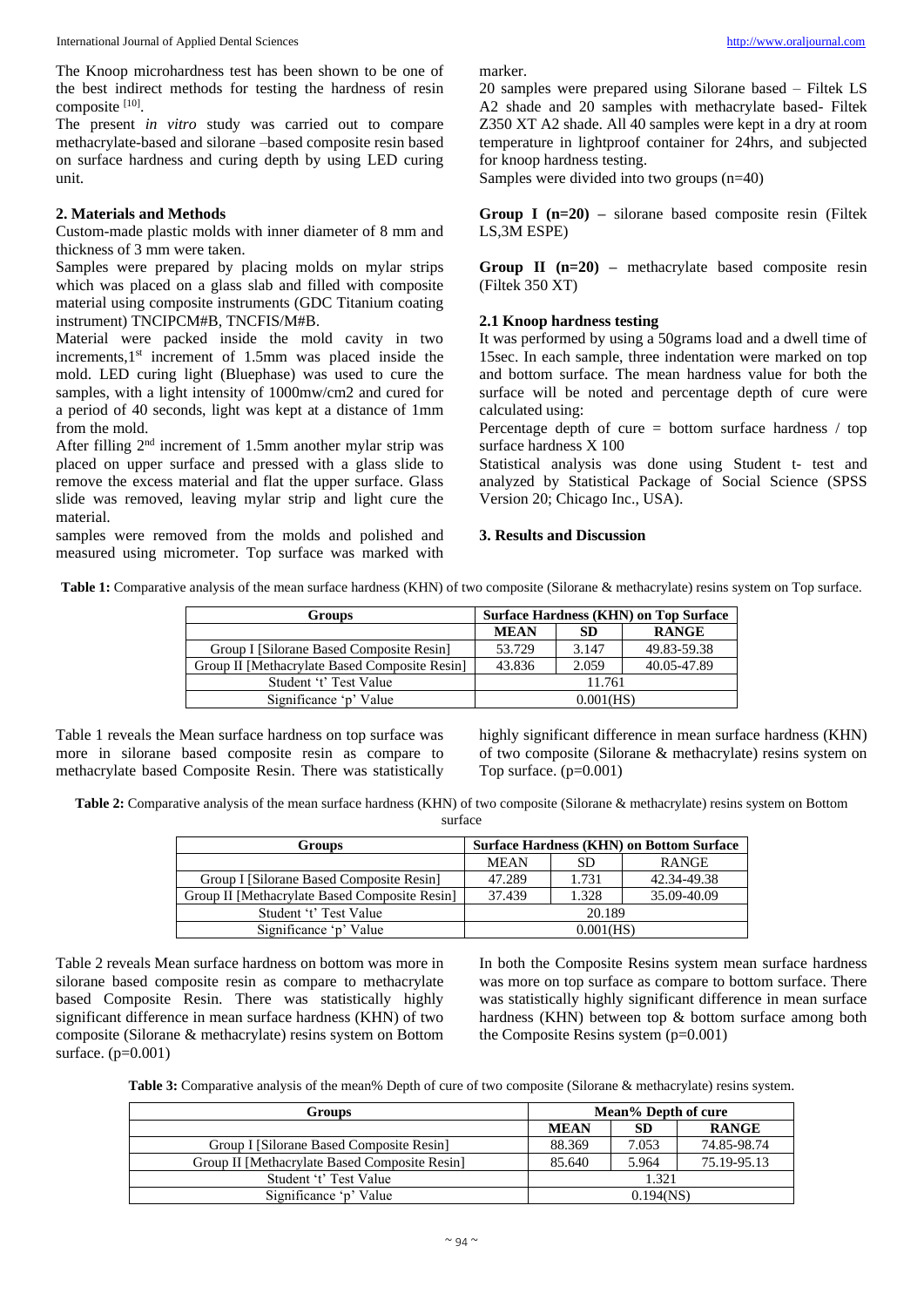The Knoop microhardness test has been shown to be one of the best indirect methods for testing the hardness of resin composite [10].

The present *in vitro* study was carried out to compare methacrylate-based and silorane –based composite resin based on surface hardness and curing depth by using LED curing unit.

## 2. Materials and Methods

Custom-made plastic molds with inner diameter of 8 mm and thickness of 3 mm were taken.

Samples were prepared by placing molds on mylar strips which was placed on a glass slab and filled with composite material using composite instruments (GDC Titanium coating instrument) TNCIPCM#B, TNCFIS/M#B.

Material were packed inside the mold cavity in two increments,1st increment of 1.5mm was placed inside the mold. LED curing light (Bluephase) was used to cure the samples, with a light intensity of 1000mw/cm2 and cured for a period of 40 seconds, light was kept at a distance of 1mm from the mold.

After filling 2nd increment of 1.5mm another mylar strip was placed on upper surface and pressed with a glass slide to remove the excess material and flat the upper surface. Glass slide was removed, leaving mylar strip and light cure the material.

samples were removed from the molds and polished and measured using micrometer. Top surface was marked with marker.

20 samples were prepared using Silorane based – Filtek LS A2 shade and 20 samples with methacrylate based- Filtek Z350 XT A2 shade. All 40 samples were kept in a dry at room temperature in lightproof container for 24hrs, and subjected for knoop hardness testing.

Samples were divided into two groups (n=40)

**Group I (n=20) –** silorane based composite resin (Filtek LS,3M ESPE)

**Group II (n=20) –** methacrylate based composite resin (Filtek 350 XT)

### 2.1 Knoop hardness testing

It was performed by using a 50grams load and a dwell time of 15sec. In each sample, three indentation were marked on top and bottom surface. The mean hardness value for both the surface will be noted and percentage depth of cure were calculated using:

Percentage depth of cure = bottom surface hardness / top surface hardness X 100

Statistical analysis was done using Student t- test and analyzed by Statistical Package of Social Science (SPSS Version 20; Chicago Inc., USA).

## 3. Results and Discussion

**Table 1:** Comparative analysis of the mean surface hardness (KHN) of two composite (Silorane & methacrylate) resins system on Top surface.

| Groups | Surface Hardness (KHN) on Top Surface | | |
|---|---|---|---|
| | **MEAN** | **SD** | **RANGE** |
| Group I [Silorane Based Composite Resin] | 53.729 | 3.147 | 49.83-59.38 |
| Group II [Methacrylate Based Composite Resin] | 43.836 | 2.059 | 40.05-47.89 |
| Student 't' Test Value | 11.761 | | |
| Significance 'p' Value | 0.001(HS) | | |

Table 1 reveals the Mean surface hardness on top surface was more in silorane based composite resin as compare to methacrylate based Composite Resin. There was statistically highly significant difference in mean surface hardness (KHN) of two composite (Silorane & methacrylate) resins system on Top surface. (p=0.001)

**Table 2:** Comparative analysis of the mean surface hardness (KHN) of two composite (Silorane & methacrylate) resins system on Bottom surface

| Groups | Surface Hardness (KHN) on Bottom Surface | | |
|---|---|---|---|
| | MEAN | SD | RANGE |
| Group I [Silorane Based Composite Resin] | 47.289 | 1.731 | 42.34-49.38 |
| Group II [Methacrylate Based Composite Resin] | 37.439 | 1.328 | 35.09-40.09 |
| Student 't' Test Value | 20.189 | | |
| Significance 'p' Value | 0.001(HS) | | |

Table 2 reveals Mean surface hardness on bottom was more in silorane based composite resin as compare to methacrylate based Composite Resin. There was statistically highly significant difference in mean surface hardness (KHN) of two composite (Silorane & methacrylate) resins system on Bottom surface. (p=0.001)

In both the Composite Resins system mean surface hardness was more on top surface as compare to bottom surface. There was statistically highly significant difference in mean surface hardness (KHN) between top & bottom surface among both the Composite Resins system (p=0.001)

**Table 3:** Comparative analysis of the mean% Depth of cure of two composite (Silorane & methacrylate) resins system.

| Groups | Mean% Depth of cure | | |
|---|---|---|---|
| | **MEAN** | **SD** | **RANGE** |
| Group I [Silorane Based Composite Resin] | 88.369 | 7.053 | 74.85-98.74 |
| Group II [Methacrylate Based Composite Resin] | 85.640 | 5.964 | 75.19-95.13 |
| Student 't' Test Value | 1.321 | | |
| Significance 'p' Value | 0.194(NS) | | |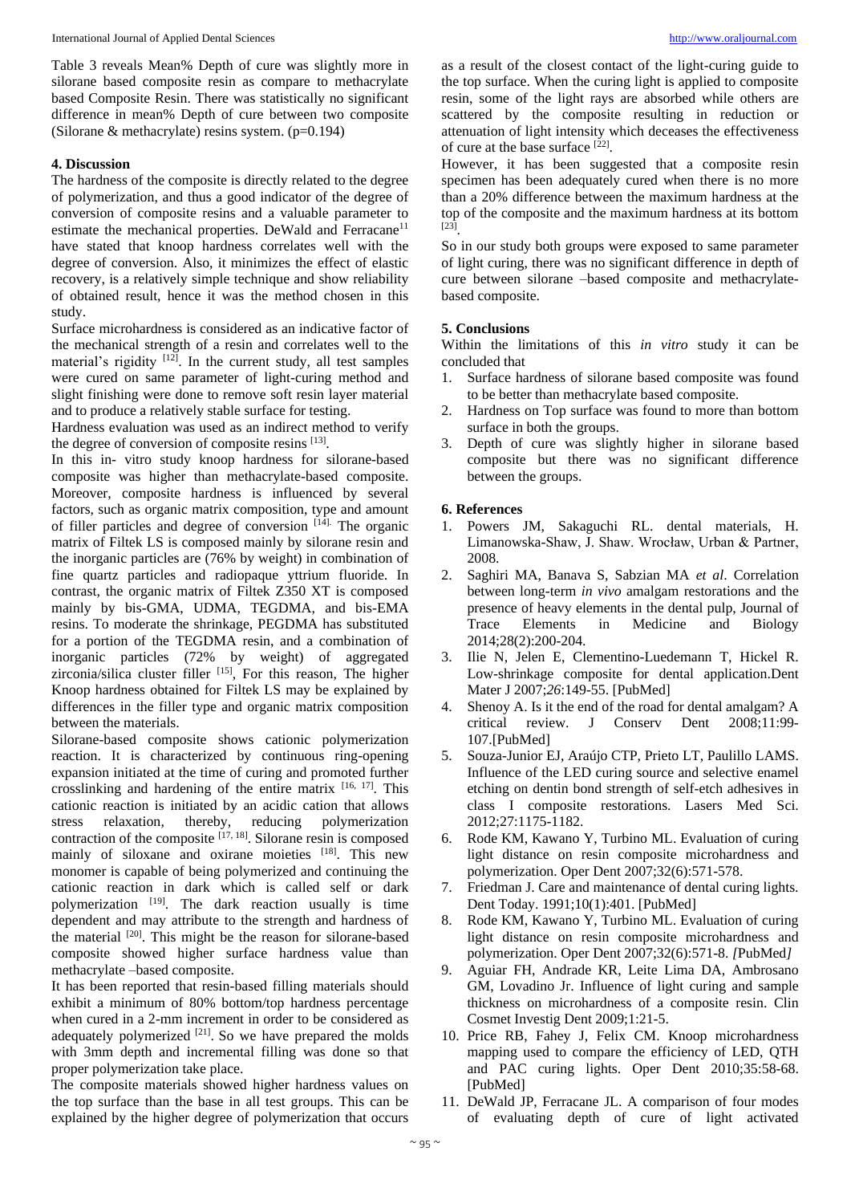Table 3 reveals Mean% Depth of cure was slightly more in silorane based composite resin as compare to methacrylate based Composite Resin. There was statistically no significant difference in mean% Depth of cure between two composite (Silorane & methacrylate) resins system. (p=0.194)

## 4. Discussion

The hardness of the composite is directly related to the degree of polymerization, and thus a good indicator of the degree of conversion of composite resins and a valuable parameter to estimate the mechanical properties. DeWald and Ferracane[11] have stated that knoop hardness correlates well with the degree of conversion. Also, it minimizes the effect of elastic recovery, is a relatively simple technique and show reliability of obtained result, hence it was the method chosen in this study.

Surface microhardness is considered as an indicative factor of the mechanical strength of a resin and correlates well to the material's rigidity [12]. In the current study, all test samples were cured on same parameter of light-curing method and slight finishing were done to remove soft resin layer material and to produce a relatively stable surface for testing.

Hardness evaluation was used as an indirect method to verify the degree of conversion of composite resins [13].

In this in- vitro study knoop hardness for silorane-based composite was higher than methacrylate-based composite. Moreover, composite hardness is influenced by several factors, such as organic matrix composition, type and amount of filler particles and degree of conversion [14]. The organic matrix of Filtek LS is composed mainly by silorane resin and the inorganic particles are (76% by weight) in combination of fine quartz particles and radiopaque yttrium fluoride. In contrast, the organic matrix of Filtek Z350 XT is composed mainly by bis-GMA, UDMA, TEGDMA, and bis-EMA resins. To moderate the shrinkage, PEGDMA has substituted for a portion of the TEGDMA resin, and a combination of inorganic particles (72% by weight) of aggregated zirconia/silica cluster filler [15], For this reason, The higher Knoop hardness obtained for Filtek LS may be explained by differences in the filler type and organic matrix composition between the materials.

Silorane-based composite shows cationic polymerization reaction. It is characterized by continuous ring-opening expansion initiated at the time of curing and promoted further crosslinking and hardening of the entire matrix [16, 17]. This cationic reaction is initiated by an acidic cation that allows stress relaxation, thereby, reducing polymerization contraction of the composite [17, 18]. Silorane resin is composed mainly of siloxane and oxirane moieties [18]. This new monomer is capable of being polymerized and continuing the cationic reaction in dark which is called self or dark polymerization [19]. The dark reaction usually is time dependent and may attribute to the strength and hardness of the material [20]. This might be the reason for silorane-based composite showed higher surface hardness value than methacrylate –based composite.

It has been reported that resin-based filling materials should exhibit a minimum of 80% bottom/top hardness percentage when cured in a 2-mm increment in order to be considered as adequately polymerized [21]. So we have prepared the molds with 3mm depth and incremental filling was done so that proper polymerization take place.

The composite materials showed higher hardness values on the top surface than the base in all test groups. This can be explained by the higher degree of polymerization that occurs as a result of the closest contact of the light-curing guide to the top surface. When the curing light is applied to composite resin, some of the light rays are absorbed while others are scattered by the composite resulting in reduction or attenuation of light intensity which deceases the effectiveness of cure at the base surface [22].

However, it has been suggested that a composite resin specimen has been adequately cured when there is no more than a 20% difference between the maximum hardness at the top of the composite and the maximum hardness at its bottom [23].

So in our study both groups were exposed to same parameter of light curing, there was no significant difference in depth of cure between silorane –based composite and methacrylate-based composite.

## 5. Conclusions

Within the limitations of this *in vitro* study it can be concluded that

1. Surface hardness of silorane based composite was found to be better than methacrylate based composite.
2. Hardness on Top surface was found to more than bottom surface in both the groups.
3. Depth of cure was slightly higher in silorane based composite but there was no significant difference between the groups.

## 6. References

1. Powers JM, Sakaguchi RL. dental materials, H. Limanowska-Shaw, J. Shaw. Wrocław, Urban & Partner, 2008.
2. Saghiri MA, Banava S, Sabzian MA *et al*. Correlation between long-term *in vivo* amalgam restorations and the presence of heavy elements in the dental pulp, Journal of Trace Elements in Medicine and Biology 2014;28(2):200-204.
3. Ilie N, Jelen E, Clementino-Luedemann T, Hickel R. Low-shrinkage composite for dental application.Dent Mater J 2007;*26*:149-55. [PubMed]
4. Shenoy A. Is it the end of the road for dental amalgam? A critical review. J Conserv Dent 2008;11:99-107.[PubMed]
5. Souza-Junior EJ, Araújo CTP, Prieto LT, Paulillo LAMS. Influence of the LED curing source and selective enamel etching on dentin bond strength of self-etch adhesives in class I composite restorations. Lasers Med Sci. 2012;27:1175-1182.
6. Rode KM, Kawano Y, Turbino ML. Evaluation of curing light distance on resin composite microhardness and polymerization. Oper Dent 2007;32(6):571-578.
7. Friedman J. Care and maintenance of dental curing lights. Dent Today. 1991;10(1):401. [PubMed]
8. Rode KM, Kawano Y, Turbino ML. Evaluation of curing light distance on resin composite microhardness and polymerization. Oper Dent 2007;32(6):571-8. *[*PubMed*]*
9. Aguiar FH, Andrade KR, Leite Lima DA, Ambrosano GM, Lovadino Jr. Influence of light curing and sample thickness on microhardness of a composite resin. Clin Cosmet Investig Dent 2009;1:21-5.
10. Price RB, Fahey J, Felix CM. Knoop microhardness mapping used to compare the efficiency of LED, QTH and PAC curing lights. Oper Dent 2010;35:58-68. [PubMed]
11. DeWald JP, Ferracane JL. A comparison of four modes of evaluating depth of cure of light activated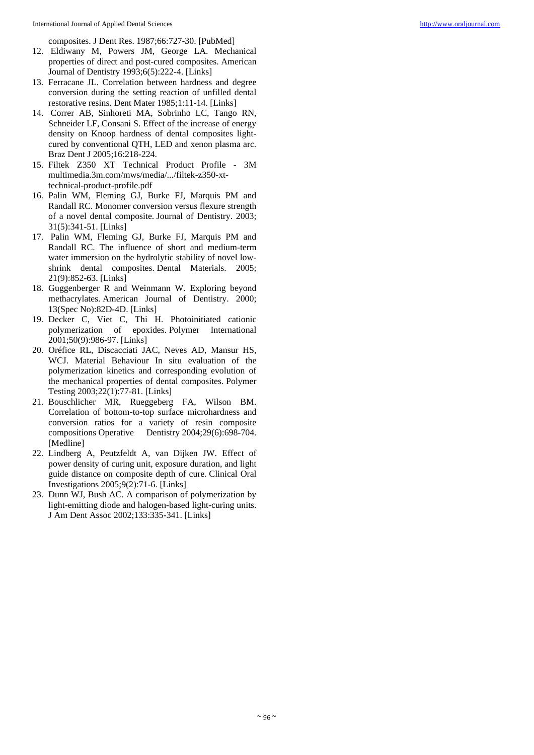composites. J Dent Res. 1987;66:727-30. [PubMed]

12. Eldiwany M, Powers JM, George LA. Mechanical properties of direct and post-cured composites. American Journal of Dentistry 1993;6(5):222-4. [Links]
13. Ferracane JL. Correlation between hardness and degree conversion during the setting reaction of unfilled dental restorative resins. Dent Mater 1985;1:11-14. [Links]
14. Correr AB, Sinhoreti MA, Sobrinho LC, Tango RN, Schneider LF, Consani S. Effect of the increase of energy density on Knoop hardness of dental composites light-cured by conventional QTH, LED and xenon plasma arc. Braz Dent J 2005;16:218-224.
15. Filtek Z350 XT Technical Product Profile - 3M multimedia.3m.com/mws/media/.../filtek-z350-xt-technical-product-profile.pdf
16. Palin WM, Fleming GJ, Burke FJ, Marquis PM and Randall RC. Monomer conversion versus flexure strength of a novel dental composite. Journal of Dentistry. 2003; 31(5):341-51. [Links]
17. Palin WM, Fleming GJ, Burke FJ, Marquis PM and Randall RC. The influence of short and medium-term water immersion on the hydrolytic stability of novel low-shrink dental composites. Dental Materials. 2005; 21(9):852-63. [Links]
18. Guggenberger R and Weinmann W. Exploring beyond methacrylates. American Journal of Dentistry. 2000; 13(Spec No):82D-4D. [Links]
19. Decker C, Viet C, Thi H. Photoinitiated cationic polymerization of epoxides. Polymer International 2001;50(9):986-97. [Links]
20. Oréfice RL, Discacciati JAC, Neves AD, Mansur HS, WCJ. Material Behaviour In situ evaluation of the polymerization kinetics and corresponding evolution of the mechanical properties of dental composites. Polymer Testing 2003;22(1):77-81. [Links]
21. Bouschlicher MR, Rueggeberg FA, Wilson BM. Correlation of bottom-to-top surface microhardness and conversion ratios for a variety of resin composite compositions Operative Dentistry 2004;29(6):698-704. [Medline]
22. Lindberg A, Peutzfeldt A, van Dijken JW. Effect of power density of curing unit, exposure duration, and light guide distance on composite depth of cure. Clinical Oral Investigations 2005;9(2):71-6. [Links]
23. Dunn WJ, Bush AC. A comparison of polymerization by light-emitting diode and halogen-based light-curing units. J Am Dent Assoc 2002;133:335-341. [Links]